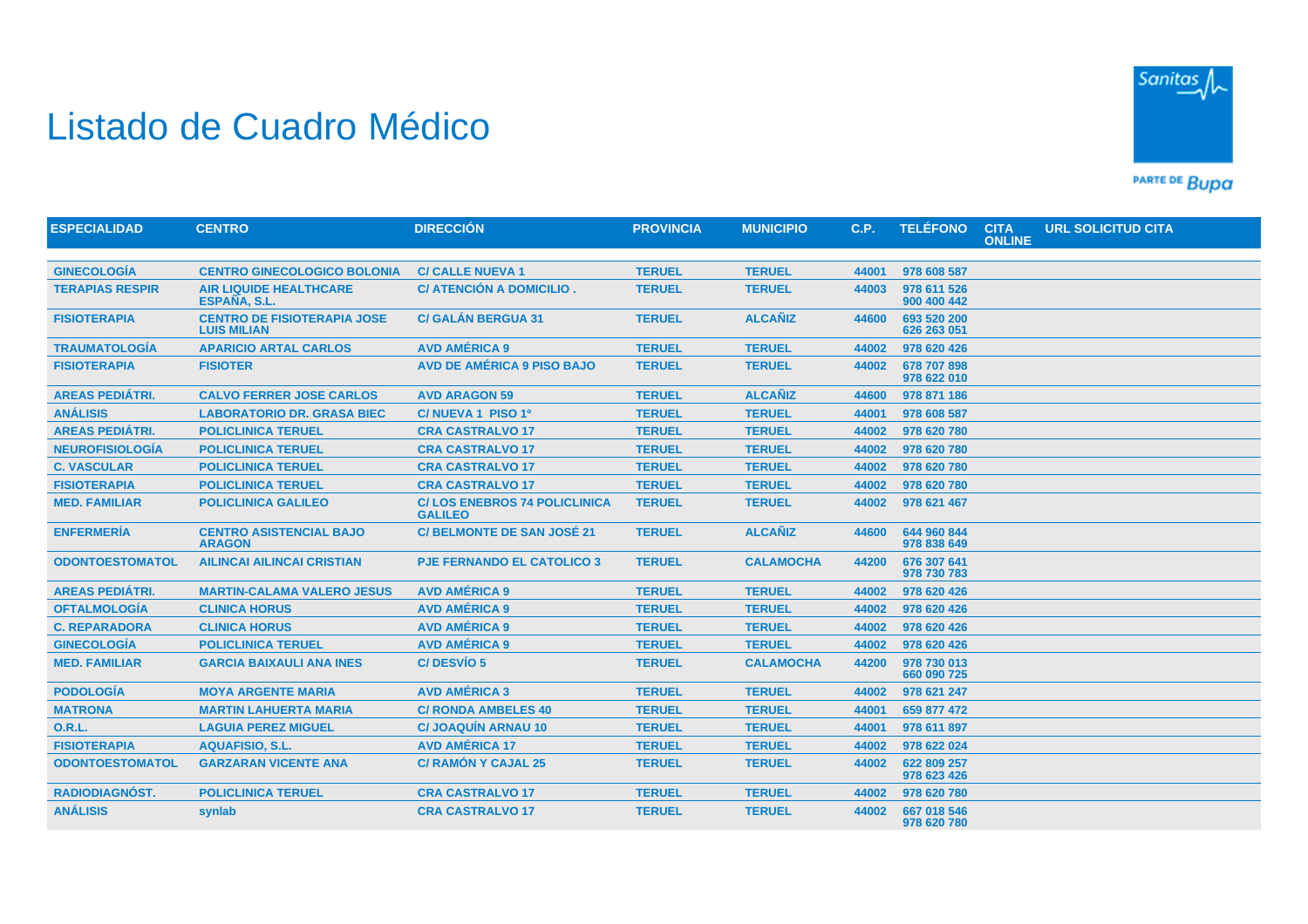# Listado de Cuadro Médico

| ESPECIALIDAD | CENTRO | DIRECCIÓN | PROVINCIA | MUNICIPIO | C.P. | TELÉFONO | CITA ONLINE | URL SOLICITUD CITA |
|---|---|---|---|---|---|---|---|---|
| GINECOLOGÍA | CENTRO GINECOLOGICO BOLONIA | C/ CALLE NUEVA 1 | TERUEL | TERUEL | 44001 | 978 608 587 | | |
| TERAPIAS RESPIR | AIR LIQUIDE HEALTHCARE ESPAÑA, S.L. | C/ ATENCIÓN A DOMICILIO . | TERUEL | TERUEL | 44003 | 978 611 526 900 400 442 | | |
| FISIOTERAPIA | CENTRO DE FISIOTERAPIA JOSE LUIS MILIAN | C/ GALÁN BERGUA 31 | TERUEL | ALCAÑIZ | 44600 | 693 520 200 626 263 051 | | |
| TRAUMATOLOGÍA | APARICIO ARTAL CARLOS | AVD AMÉRICA 9 | TERUEL | TERUEL | 44002 | 978 620 426 | | |
| FISIOTERAPIA | FISIOTER | AVD DE AMÉRICA 9 PISO BAJO | TERUEL | TERUEL | 44002 | 678 707 898 978 622 010 | | |
| AREAS PEDIÁTRI. | CALVO FERRER JOSE CARLOS | AVD ARAGON 59 | TERUEL | ALCAÑIZ | 44600 | 978 871 186 | | |
| ANÁLISIS | LABORATORIO DR. GRASA BIEC | C/ NUEVA 1 PISO 1º | TERUEL | TERUEL | 44001 | 978 608 587 | | |
| AREAS PEDIÁTRI. | POLICLINICA TERUEL | CRA CASTRALVO 17 | TERUEL | TERUEL | 44002 | 978 620 780 | | |
| NEUROFISIOLOGÍA | POLICLINICA TERUEL | CRA CASTRALVO 17 | TERUEL | TERUEL | 44002 | 978 620 780 | | |
| C. VASCULAR | POLICLINICA TERUEL | CRA CASTRALVO 17 | TERUEL | TERUEL | 44002 | 978 620 780 | | |
| FISIOTERAPIA | POLICLINICA TERUEL | CRA CASTRALVO 17 | TERUEL | TERUEL | 44002 | 978 620 780 | | |
| MED. FAMILIAR | POLICLINICA GALILEO | C/ LOS ENEBROS 74 POLICLINICA GALILEO | TERUEL | TERUEL | 44002 | 978 621 467 | | |
| ENFERMERÍA | CENTRO ASISTENCIAL BAJO ARAGON | C/ BELMONTE DE SAN JOSÉ 21 | TERUEL | ALCAÑIZ | 44600 | 644 960 844 978 838 649 | | |
| ODONTOESTOMATOL | AILINCAI AILINCAI CRISTIAN | PJE FERNANDO EL CATOLICO 3 | TERUEL | CALAMOCHA | 44200 | 676 307 641 978 730 783 | | |
| AREAS PEDIÁTRI. | MARTIN-CALAMA VALERO JESUS | AVD AMÉRICA 9 | TERUEL | TERUEL | 44002 | 978 620 426 | | |
| OFTALMOLOGÍA | CLINICA HORUS | AVD AMÉRICA 9 | TERUEL | TERUEL | 44002 | 978 620 426 | | |
| C. REPARADORA | CLINICA HORUS | AVD AMÉRICA 9 | TERUEL | TERUEL | 44002 | 978 620 426 | | |
| GINECOLOGÍA | POLICLINICA TERUEL | AVD AMÉRICA 9 | TERUEL | TERUEL | 44002 | 978 620 426 | | |
| MED. FAMILIAR | GARCIA BAIXAULI ANA INES | C/ DESVÍO 5 | TERUEL | CALAMOCHA | 44200 | 978 730 013 660 090 725 | | |
| PODOLOGÍA | MOYA ARGENTE MARIA | AVD AMÉRICA 3 | TERUEL | TERUEL | 44002 | 978 621 247 | | |
| MATRONA | MARTIN LAHUERTA MARIA | C/ RONDA AMBELES 40 | TERUEL | TERUEL | 44001 | 659 877 472 | | |
| O.R.L. | LAGUIA PEREZ MIGUEL | C/ JOAQUÍN ARNAU 10 | TERUEL | TERUEL | 44001 | 978 611 897 | | |
| FISIOTERAPIA | AQUAFISIO, S.L. | AVD AMÉRICA 17 | TERUEL | TERUEL | 44002 | 978 622 024 | | |
| ODONTOESTOMATOL | GARZARAN VICENTE ANA | C/ RAMÓN Y CAJAL 25 | TERUEL | TERUEL | 44002 | 622 809 257 978 623 426 | | |
| RADIODIAGNÓST. | POLICLINICA TERUEL | CRA CASTRALVO 17 | TERUEL | TERUEL | 44002 | 978 620 780 | | |
| ANÁLISIS | synlab | CRA CASTRALVO 17 | TERUEL | TERUEL | 44002 | 667 018 546 978 620 780 | | |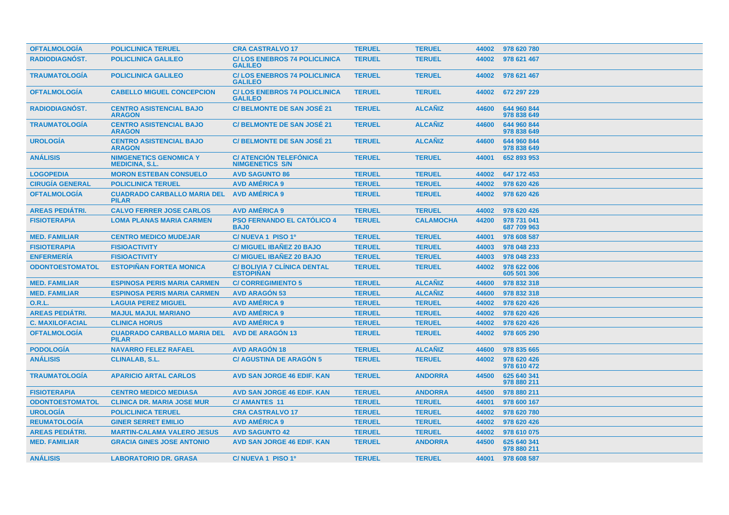| | | | | | | |
|---|---|---|---|---|---|---|
| OFTALMOLOGÍA | POLICLINICA TERUEL | CRA CASTRALVO 17 | TERUEL | TERUEL | 44002 | 978 620 780 |
| RADIODIAGNÓST. | POLICLINICA GALILEO | C/ LOS ENEBROS 74 POLICLINICA GALILEO | TERUEL | TERUEL | 44002 | 978 621 467 |
| TRAUMATOLOGÍA | POLICLINICA GALILEO | C/ LOS ENEBROS 74 POLICLINICA GALILEO | TERUEL | TERUEL | 44002 | 978 621 467 |
| OFTALMOLOGÍA | CABELLO MIGUEL CONCEPCION | C/ LOS ENEBROS 74 POLICLINICA GALILEO | TERUEL | TERUEL | 44002 | 672 297 229 |
| RADIODIAGNÓST. | CENTRO ASISTENCIAL BAJO ARAGON | C/ BELMONTE DE SAN JOSÉ 21 | TERUEL | ALCAÑIZ | 44600 | 644 960 844 978 838 649 |
| TRAUMATOLOGÍA | CENTRO ASISTENCIAL BAJO ARAGON | C/ BELMONTE DE SAN JOSÉ 21 | TERUEL | ALCAÑIZ | 44600 | 644 960 844 978 838 649 |
| UROLOGÍA | CENTRO ASISTENCIAL BAJO ARAGON | C/ BELMONTE DE SAN JOSÉ 21 | TERUEL | ALCAÑIZ | 44600 | 644 960 844 978 838 649 |
| ANÁLISIS | NIMGENETICS GENOMICA Y MEDICINA, S.L. | C/ ATENCIÓN TELEFÓNICA NIMGENETICS S/N | TERUEL | TERUEL | 44001 | 652 893 953 |
| LOGOPEDIA | MORON ESTEBAN CONSUELO | AVD SAGUNTO 86 | TERUEL | TERUEL | 44002 | 647 172 453 |
| CIRUGÍA GENERAL | POLICLINICA TERUEL | AVD AMÉRICA 9 | TERUEL | TERUEL | 44002 | 978 620 426 |
| OFTALMOLOGÍA | CUADRADO CARBALLO MARIA DEL PILAR | AVD AMÉRICA 9 | TERUEL | TERUEL | 44002 | 978 620 426 |
| AREAS PEDIÁTRI. | CALVO FERRER JOSE CARLOS | AVD AMÉRICA 9 | TERUEL | TERUEL | 44002 | 978 620 426 |
| FISIOTERAPIA | LOMA PLANAS MARIA CARMEN | PSO FERNANDO EL CATÓLICO 4 BAJ0 | TERUEL | CALAMOCHA | 44200 | 978 731 041 687 709 963 |
| MED. FAMILIAR | CENTRO MEDICO MUDEJAR | C/ NUEVA 1 PISO 1º | TERUEL | TERUEL | 44001 | 978 608 587 |
| FISIOTERAPIA | FISIOACTIVITY | C/ MIGUEL IBAÑEZ 20 BAJO | TERUEL | TERUEL | 44003 | 978 048 233 |
| ENFERMERÍA | FISIOACTIVITY | C/ MIGUEL IBAÑEZ 20 BAJO | TERUEL | TERUEL | 44003 | 978 048 233 |
| ODONTOESTOMATOL | ESTOPIÑAN FORTEA MONICA | C/ BOLIVIA 7 CLÍNICA DENTAL ESTOPIÑAN | TERUEL | TERUEL | 44002 | 978 622 006 605 501 306 |
| MED. FAMILIAR | ESPINOSA PERIS MARIA CARMEN | C/ CORREGIMIENTO 5 | TERUEL | ALCAÑIZ | 44600 | 978 832 318 |
| MED. FAMILIAR | ESPINOSA PERIS MARIA CARMEN | AVD ARAGÓN 53 | TERUEL | ALCAÑIZ | 44600 | 978 832 318 |
| O.R.L. | LAGUIA PEREZ MIGUEL | AVD AMÉRICA 9 | TERUEL | TERUEL | 44002 | 978 620 426 |
| AREAS PEDIÁTRI. | MAJUL MAJUL MARIANO | AVD AMÉRICA 9 | TERUEL | TERUEL | 44002 | 978 620 426 |
| C. MAXILOFACIAL | CLINICA HORUS | AVD AMÉRICA 9 | TERUEL | TERUEL | 44002 | 978 620 426 |
| OFTALMOLOGÍA | CUADRADO CARBALLO MARIA DEL PILAR | AVD DE ARAGÓN 13 | TERUEL | TERUEL | 44002 | 978 605 290 |
| PODOLOGÍA | NAVARRO FELEZ RAFAEL | AVD ARAGÓN 18 | TERUEL | ALCAÑIZ | 44600 | 978 835 665 |
| ANÁLISIS | CLINALAB, S.L. | C/ AGUSTINA DE ARAGÓN 5 | TERUEL | TERUEL | 44002 | 978 620 426 978 610 472 |
| TRAUMATOLOGÍA | APARICIO ARTAL CARLOS | AVD SAN JORGE 46 EDIF. KAN | TERUEL | ANDORRA | 44500 | 625 640 341 978 880 211 |
| FISIOTERAPIA | CENTRO MEDICO MEDIASA | AVD SAN JORGE 46 EDIF. KAN | TERUEL | ANDORRA | 44500 | 978 880 211 |
| ODONTOESTOMATOL | CLINICA DR. MARIA JOSE MUR | C/ AMANTES 11 | TERUEL | TERUEL | 44001 | 978 600 167 |
| UROLOGÍA | POLICLINICA TERUEL | CRA CASTRALVO 17 | TERUEL | TERUEL | 44002 | 978 620 780 |
| REUMATOLOGÍA | GINER SERRET EMILIO | AVD AMÉRICA 9 | TERUEL | TERUEL | 44002 | 978 620 426 |
| AREAS PEDIÁTRI. | MARTIN-CALAMA VALERO JESUS | AVD SAGUNTO 42 | TERUEL | TERUEL | 44002 | 978 610 075 |
| MED. FAMILIAR | GRACIA GINES JOSE ANTONIO | AVD SAN JORGE 46 EDIF. KAN | TERUEL | ANDORRA | 44500 | 625 640 341 978 880 211 |
| ANÁLISIS | LABORATORIO DR. GRASA | C/ NUEVA 1 PISO 1º | TERUEL | TERUEL | 44001 | 978 608 587 |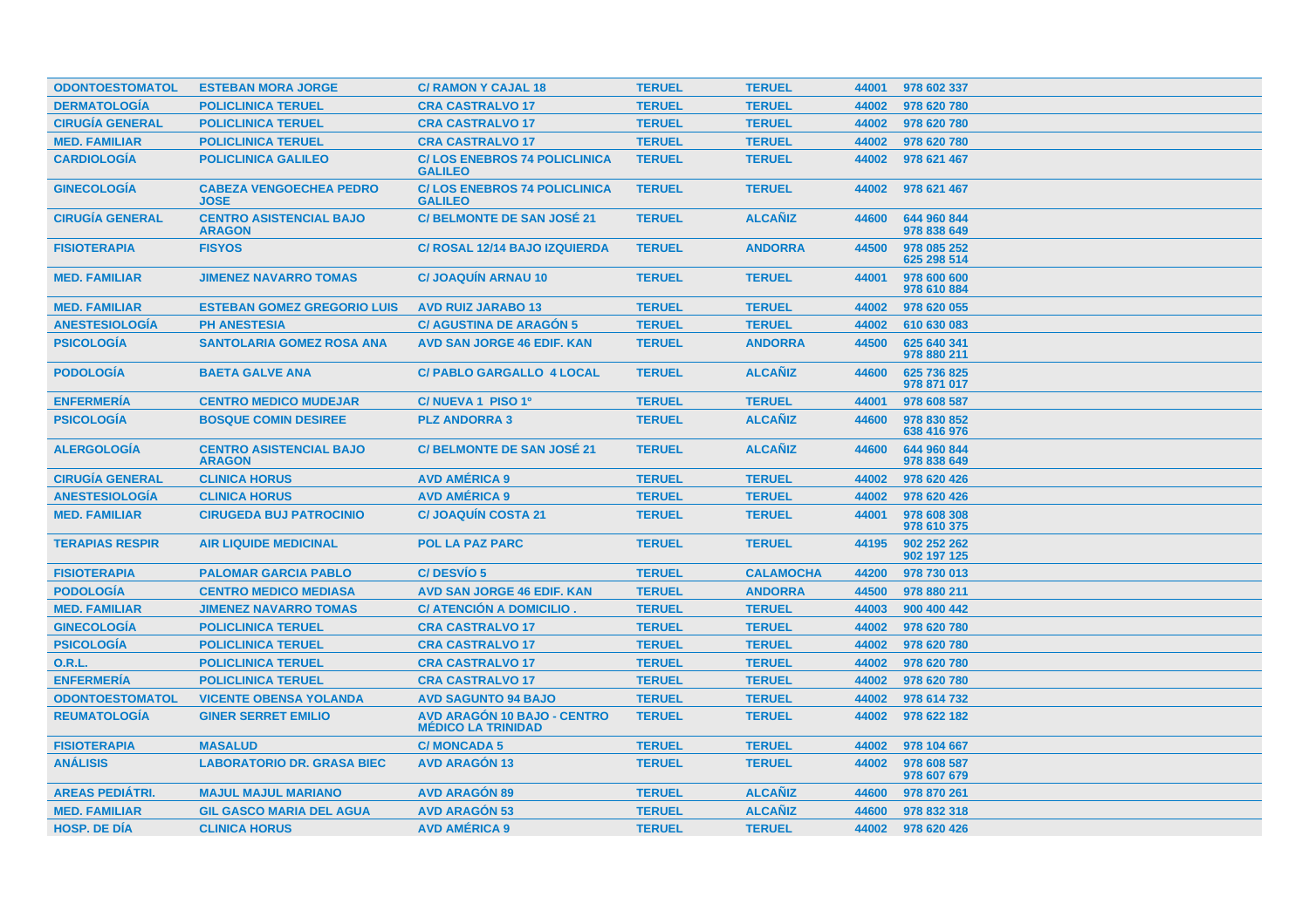| ODONTOESTOMATOL | ESTEBAN MORA JORGE | C/ RAMON Y CAJAL 18 | TERUEL | TERUEL | 44001 | 978 602 337 |
|---|---|---|---|---|---|---|
| DERMATOLOGÍA | POLICLINICA TERUEL | CRA CASTRALVO 17 | TERUEL | TERUEL | 44002 | 978 620 780 |
| CIRUGÍA GENERAL | POLICLINICA TERUEL | CRA CASTRALVO 17 | TERUEL | TERUEL | 44002 | 978 620 780 |
| MED. FAMILIAR | POLICLINICA TERUEL | CRA CASTRALVO 17 | TERUEL | TERUEL | 44002 | 978 620 780 |
| CARDIOLOGÍA | POLICLINICA GALILEO | C/ LOS ENEBROS 74 POLICLINICA GALILEO | TERUEL | TERUEL | 44002 | 978 621 467 |
| GINECOLOGÍA | CABEZA VENGOECHEA PEDRO JOSE | C/ LOS ENEBROS 74 POLICLINICA GALILEO | TERUEL | TERUEL | 44002 | 978 621 467 |
| CIRUGÍA GENERAL | CENTRO ASISTENCIAL BAJO ARAGON | C/ BELMONTE DE SAN JOSÉ 21 | TERUEL | ALCAÑIZ | 44600 | 644 960 844 978 838 649 |
| FISIOTERAPIA | FISYOS | C/ ROSAL 12/14 BAJO IZQUIERDA | TERUEL | ANDORRA | 44500 | 978 085 252 625 298 514 |
| MED. FAMILIAR | JIMENEZ NAVARRO TOMAS | C/ JOAQUÍN ARNAU 10 | TERUEL | TERUEL | 44001 | 978 600 600 978 610 884 |
| MED. FAMILIAR | ESTEBAN GOMEZ GREGORIO LUIS | AVD RUIZ JARABO 13 | TERUEL | TERUEL | 44002 | 978 620 055 |
| ANESTESIOLOGÍA | PH ANESTESIA | C/ AGUSTINA DE ARAGÓN 5 | TERUEL | TERUEL | 44002 | 610 630 083 |
| PSICOLOGÍA | SANTOLARIA GOMEZ ROSA ANA | AVD SAN JORGE 46 EDIF. KAN | TERUEL | ANDORRA | 44500 | 625 640 341 978 880 211 |
| PODOLOGÍA | BAETA GALVE ANA | C/ PABLO GARGALLO 4 LOCAL | TERUEL | ALCAÑIZ | 44600 | 625 736 825 978 871 017 |
| ENFERMERÍA | CENTRO MEDICO MUDEJAR | C/ NUEVA 1 PISO 1º | TERUEL | TERUEL | 44001 | 978 608 587 |
| PSICOLOGÍA | BOSQUE COMIN DESIREE | PLZ ANDORRA 3 | TERUEL | ALCAÑIZ | 44600 | 978 830 852 638 416 976 |
| ALERGOLOGÍA | CENTRO ASISTENCIAL BAJO ARAGON | C/ BELMONTE DE SAN JOSÉ 21 | TERUEL | ALCAÑIZ | 44600 | 644 960 844 978 838 649 |
| CIRUGÍA GENERAL | CLINICA HORUS | AVD AMÉRICA 9 | TERUEL | TERUEL | 44002 | 978 620 426 |
| ANESTESIOLOGÍA | CLINICA HORUS | AVD AMÉRICA 9 | TERUEL | TERUEL | 44002 | 978 620 426 |
| MED. FAMILIAR | CIRUGEDA BUJ PATROCINIO | C/ JOAQUÍN COSTA 21 | TERUEL | TERUEL | 44001 | 978 608 308 978 610 375 |
| TERAPIAS RESPIR | AIR LIQUIDE MEDICINAL | POL LA PAZ PARC | TERUEL | TERUEL | 44195 | 902 252 262 902 197 125 |
| FISIOTERAPIA | PALOMAR GARCIA PABLO | C/ DESVÍO 5 | TERUEL | CALAMOCHA | 44200 | 978 730 013 |
| PODOLOGÍA | CENTRO MEDICO MEDIASA | AVD SAN JORGE 46 EDIF. KAN | TERUEL | ANDORRA | 44500 | 978 880 211 |
| MED. FAMILIAR | JIMENEZ NAVARRO TOMAS | C/ ATENCIÓN A DOMICILIO . | TERUEL | TERUEL | 44003 | 900 400 442 |
| GINECOLOGÍA | POLICLINICA TERUEL | CRA CASTRALVO 17 | TERUEL | TERUEL | 44002 | 978 620 780 |
| PSICOLOGÍA | POLICLINICA TERUEL | CRA CASTRALVO 17 | TERUEL | TERUEL | 44002 | 978 620 780 |
| O.R.L. | POLICLINICA TERUEL | CRA CASTRALVO 17 | TERUEL | TERUEL | 44002 | 978 620 780 |
| ENFERMERÍA | POLICLINICA TERUEL | CRA CASTRALVO 17 | TERUEL | TERUEL | 44002 | 978 620 780 |
| ODONTOESTOMATOL | VICENTE OBENSA YOLANDA | AVD SAGUNTO 94 BAJO | TERUEL | TERUEL | 44002 | 978 614 732 |
| REUMATOLOGÍA | GINER SERRET EMILIO | AVD ARAGÓN 10 BAJO - CENTRO MÉDICO LA TRINIDAD | TERUEL | TERUEL | 44002 | 978 622 182 |
| FISIOTERAPIA | MASALUD | C/ MONCADA 5 | TERUEL | TERUEL | 44002 | 978 104 667 |
| ANÁLISIS | LABORATORIO DR. GRASA BIEC | AVD ARAGÓN 13 | TERUEL | TERUEL | 44002 | 978 608 587 978 607 679 |
| AREAS PEDIÁTRI. | MAJUL MAJUL MARIANO | AVD ARAGÓN 89 | TERUEL | ALCAÑIZ | 44600 | 978 870 261 |
| MED. FAMILIAR | GIL GASCO MARIA DEL AGUA | AVD ARAGÓN 53 | TERUEL | ALCAÑIZ | 44600 | 978 832 318 |
| HOSP. DE DÍA | CLINICA HORUS | AVD AMÉRICA 9 | TERUEL | TERUEL | 44002 | 978 620 426 |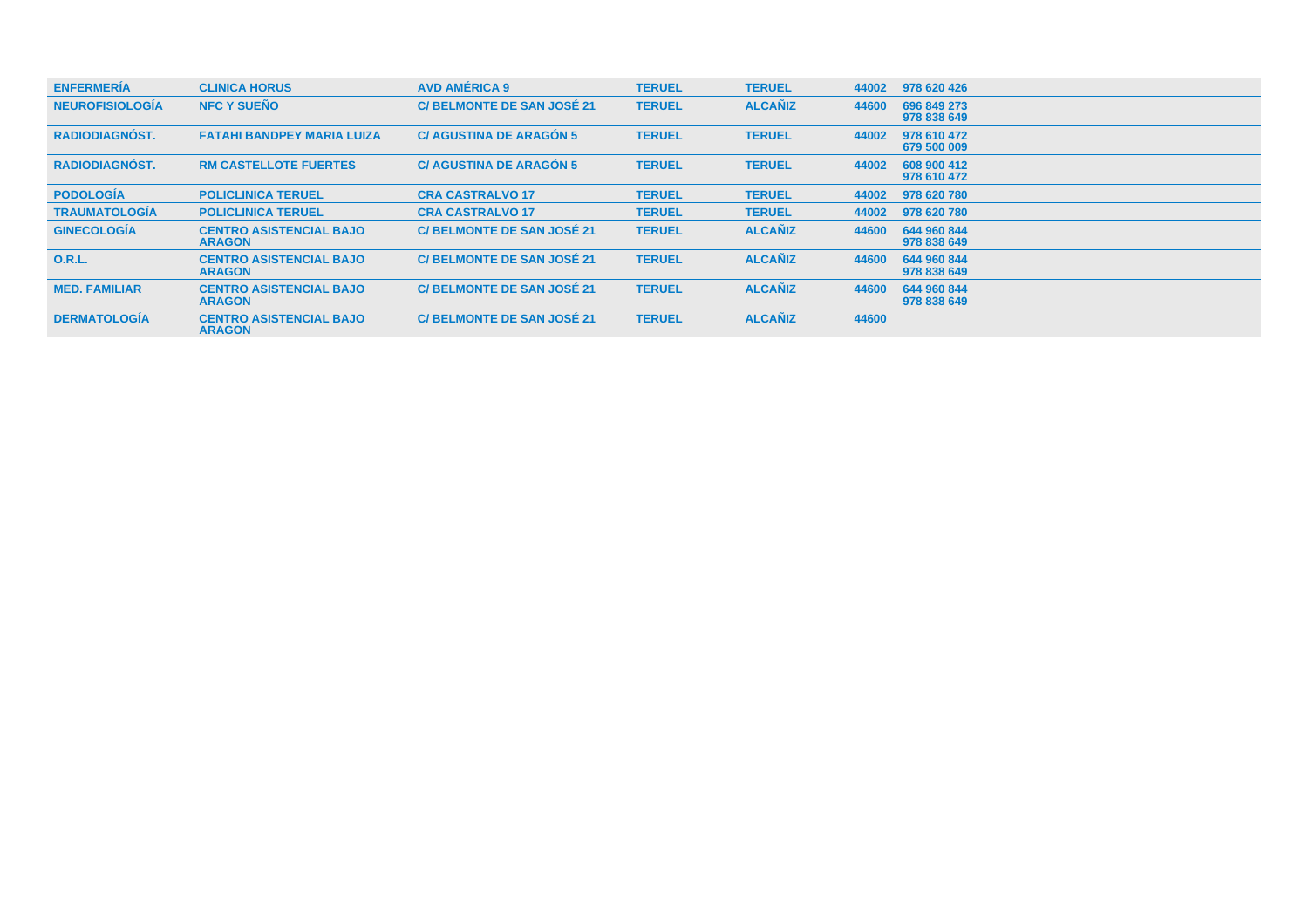| | | | | | | |
|---|---|---|---|---|---|---|
| ENFERMERÍA | CLINICA HORUS | AVD AMÉRICA 9 | TERUEL | TERUEL | 44002 | 978 620 426 |
| NEUROFISIOLOGÍA | NFC Y SUEÑO | C/ BELMONTE DE SAN JOSÉ 21 | TERUEL | ALCAÑIZ | 44600 | 696 849 273 978 838 649 |
| RADIODIAGNÓST. | FATAHI BANDPEY MARIA LUIZA | C/ AGUSTINA DE ARAGÓN 5 | TERUEL | TERUEL | 44002 | 978 610 472 679 500 009 |
| RADIODIAGNÓST. | RM CASTELLOTE FUERTES | C/ AGUSTINA DE ARAGÓN 5 | TERUEL | TERUEL | 44002 | 608 900 412 978 610 472 |
| PODOLOGÍA | POLICLINICA TERUEL | CRA CASTRALVO 17 | TERUEL | TERUEL | 44002 | 978 620 780 |
| TRAUMATOLOGÍA | POLICLINICA TERUEL | CRA CASTRALVO 17 | TERUEL | TERUEL | 44002 | 978 620 780 |
| GINECOLOGÍA | CENTRO ASISTENCIAL BAJO ARAGON | C/ BELMONTE DE SAN JOSÉ 21 | TERUEL | ALCAÑIZ | 44600 | 644 960 844 978 838 649 |
| O.R.L. | CENTRO ASISTENCIAL BAJO ARAGON | C/ BELMONTE DE SAN JOSÉ 21 | TERUEL | ALCAÑIZ | 44600 | 644 960 844 978 838 649 |
| MED. FAMILIAR | CENTRO ASISTENCIAL BAJO ARAGON | C/ BELMONTE DE SAN JOSÉ 21 | TERUEL | ALCAÑIZ | 44600 | 644 960 844 978 838 649 |
| DERMATOLOGÍA | CENTRO ASISTENCIAL BAJO ARAGON | C/ BELMONTE DE SAN JOSÉ 21 | TERUEL | ALCAÑIZ | 44600 | |